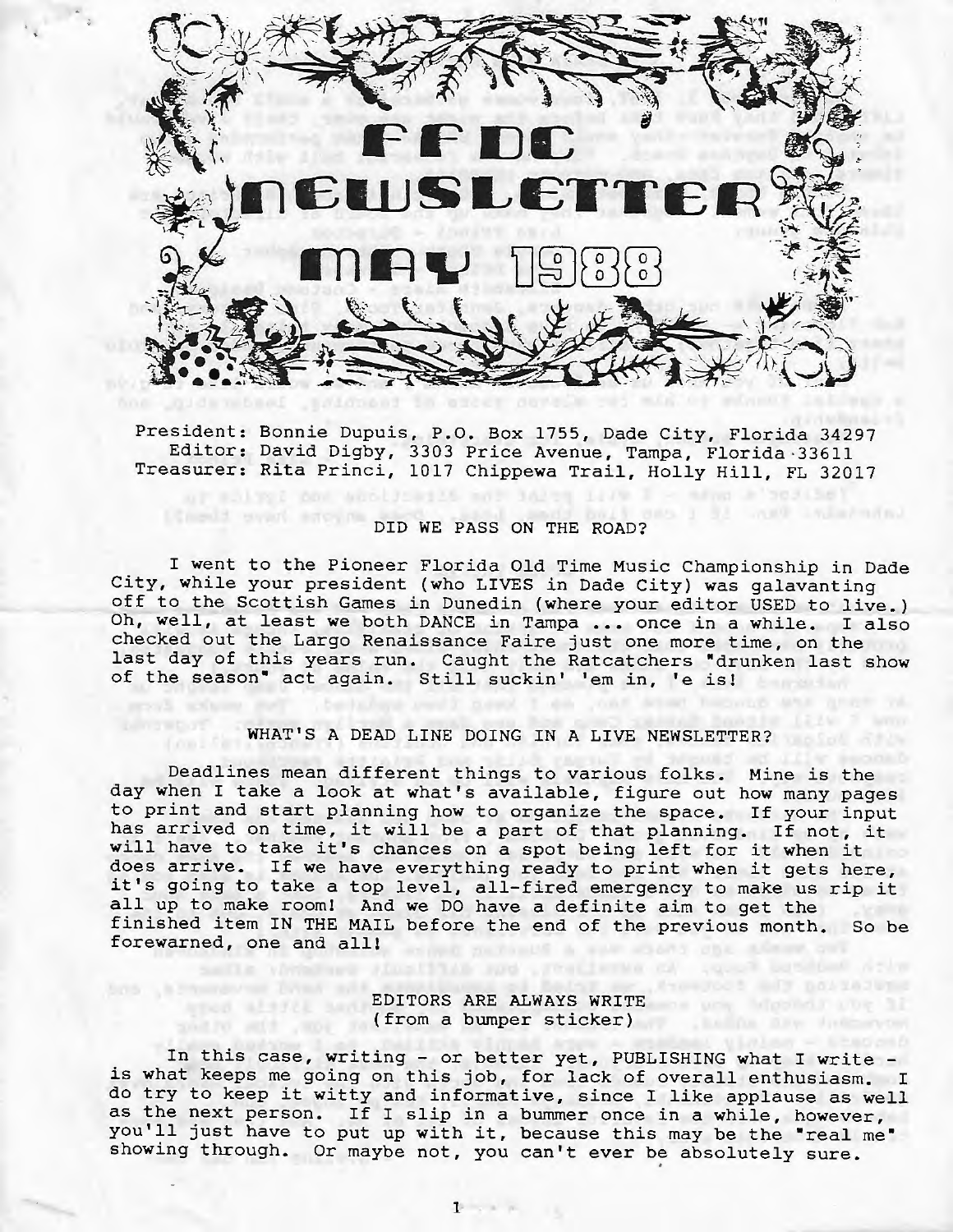# FFDC NEWSLETTER MAY 1988

President: Bonnie Dupuis, P.O. Box 1755, Dade City, Florida 34297
Editor: David Digby, 3303 Price Avenue, Tampa, Florida 33611
Treasurer: Rita Princi, 1017 Chippewa Trail, Holly Hill, FL 32017

## DID WE PASS ON THE ROAD?

I went to the Pioneer Florida Old Time Music Championship in Dade City, while your president (who LIVES in Dade City) was galavanting off to the Scottish Games in Dunedin (where your editor USED to live.) Oh, well, at least we both DANCE in Tampa ... once in a while. I also checked out the Largo Renaissance Faire just one more time, on the last day of this years run. Caught the Ratcatchers "drunken last show of the season" act again. Still suckin' 'em in, 'e is!

## WHAT'S A DEAD LINE DOING IN A LIVE NEWSLETTER?

Deadlines mean different things to various folks. Mine is the day when I take a look at what's available, figure out how many pages to print and start planning how to organize the space. If your input has arrived on time, it will be a part of that planning. If not, it will have to take it's chances on a spot being left for it when it does arrive. If we have everything ready to print when it gets here, it's going to take a top level, all-fired emergency to make us rip it all up to make room! And we DO have a definite aim to get the finished item IN THE MAIL before the end of the previous month. So be forewarned, one and all!

## EDITORS ARE ALWAYS WRITE
(from a bumper sticker)

In this case, writing - or better yet, PUBLISHING what I write - is what keeps me going on this job, for lack of overall enthusiasm. I do try to keep it witty and informative, since I like applause as well as the next person. If I slip in a bummer once in a while, however, you'll just have to put up with it, because this may be the "real me" showing through. Or maybe not, you can't ever be absolutely sure.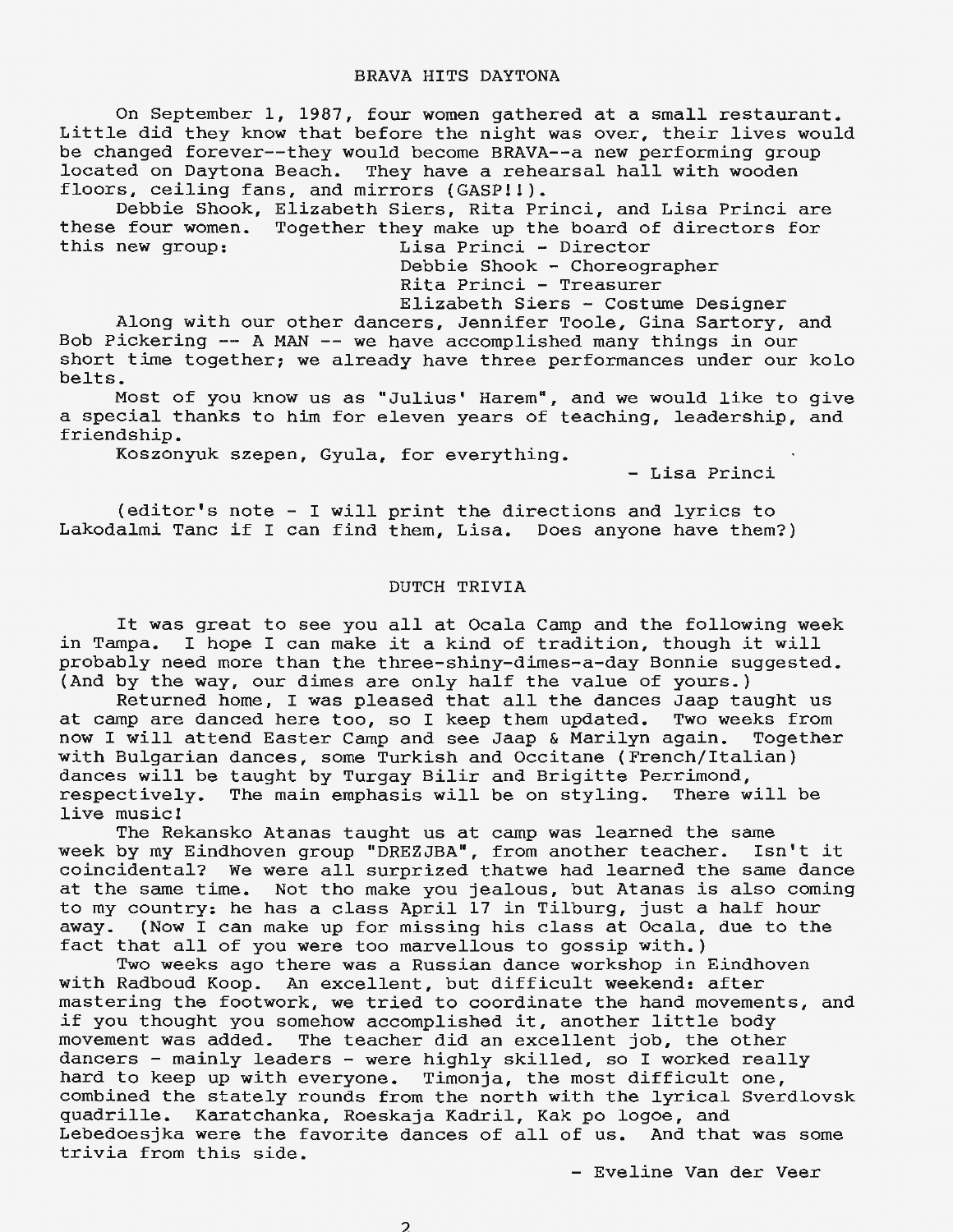## BRAVA HITS DAYTONA

On September 1, 1987, four women gathered at a small restaurant. Little did they know that before the night was over, their lives would be changed forever--they would become BRAVA--a new performing group located on Daytona Beach. They have a rehearsal hall with wooden floors, ceiling fans, and mirrors (GASP!!).

Debbie Shook, Elizabeth Siers, Rita Princi, and Lisa Princi are these four women. Together they make up the board of directors for this new group:

Lisa Princi - Director
Debbie Shook - Choreographer
Rita Princi - Treasurer
Elizabeth Siers - Costume Designer

Along with our other dancers, Jennifer Toole, Gina Sartory, and Bob Pickering -- A MAN -- we have accomplished many things in our short time together; we already have three performances under our kolo belts.

Most of you know us as "Julius' Harem", and we would like to give a special thanks to him for eleven years of teaching, leadership, and friendship.

Koszonyuk szepen, Gyula, for everything.

- Lisa Princi

(editor's note - I will print the directions and lyrics to Lakodalmi Tanc if I can find them, Lisa. Does anyone have them?)

## DUTCH TRIVIA

It was great to see you all at Ocala Camp and the following week in Tampa. I hope I can make it a kind of tradition, though it will probably need more than the three-shiny-dimes-a-day Bonnie suggested. (And by the way, our dimes are only half the value of yours.)

Returned home, I was pleased that all the dances Jaap taught us at camp are danced here too, so I keep them updated. Two weeks from now I will attend Easter Camp and see Jaap & Marilyn again. Together with Bulgarian dances, some Turkish and Occitane (French/Italian) dances will be taught by Turgay Bilir and Brigitte Perrimond, respectively. The main emphasis will be on styling. There will be live music!

The Rekansko Atanas taught us at camp was learned the same week by my Eindhoven group "DREZJBA", from another teacher. Isn't it coincidental? We were all surprized thatwe had learned the same dance at the same time. Not tho make you jealous, but Atanas is also coming to my country: he has a class April 17 in Tilburg, just a half hour away. (Now I can make up for missing his class at Ocala, due to the fact that all of you were too marvellous to gossip with.)

Two weeks ago there was a Russian dance workshop in Eindhoven with Radboud Koop. An excellent, but difficult weekend: after mastering the footwork, we tried to coordinate the hand movements, and if you thought you somehow accomplished it, another little body movement was added. The teacher did an excellent job, the other dancers - mainly leaders - were highly skilled, so I worked really hard to keep up with everyone. Timonja, the most difficult one, combined the stately rounds from the north with the lyrical Sverdlovsk quadrille. Karatchanka, Roeskaja Kadril, Kak po logoe, and Lebedoesjka were the favorite dances of all of us. And that was some trivia from this side.

- Eveline Van der Veer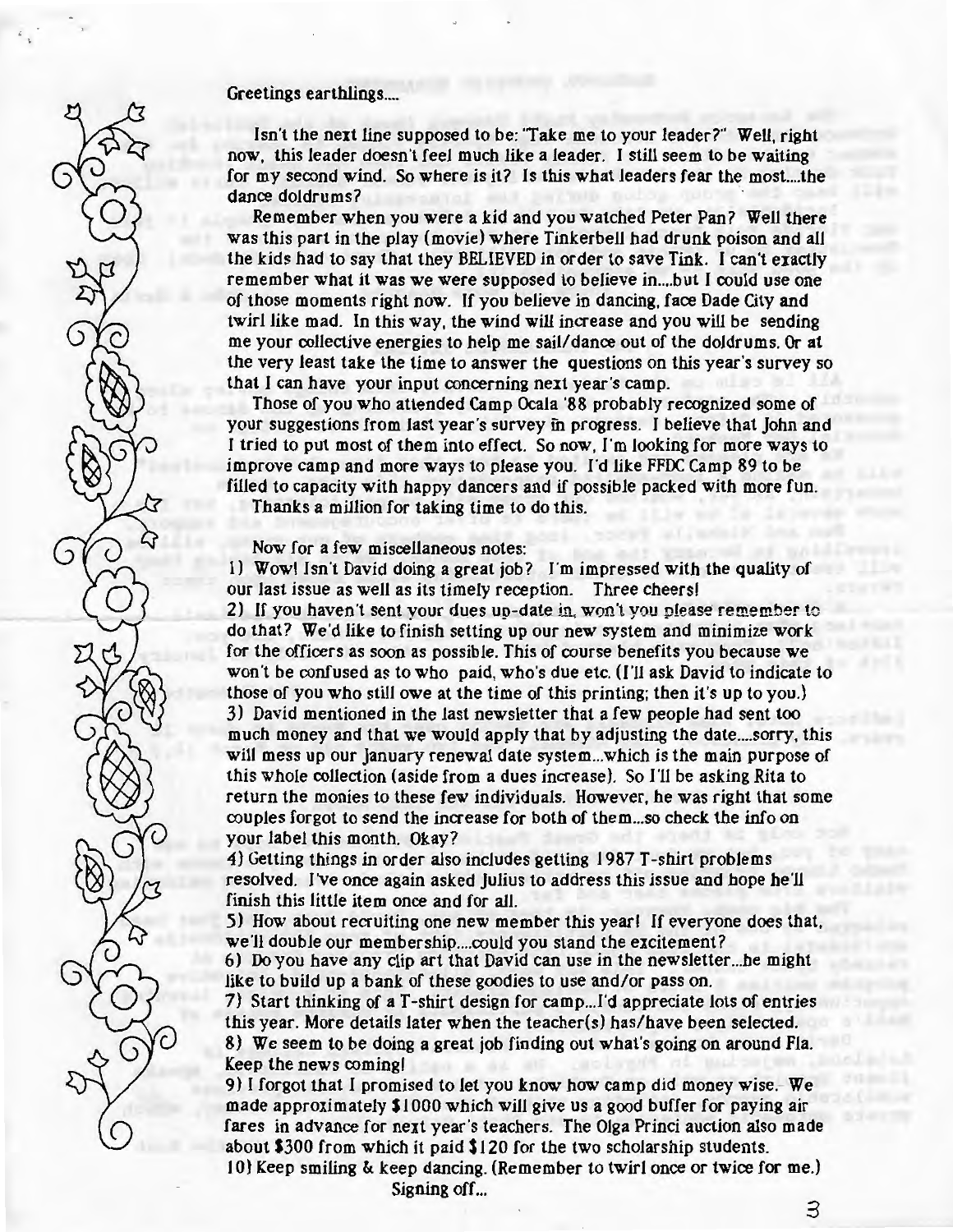Greetings earthlings....

Isn't the next line supposed to be: "Take me to your leader?" Well, right now, this leader doesn't feel much like a leader. I still seem to be waiting for my second wind. So where is it? Is this what leaders fear the most....the dance doldrums?

Remember when you were a kid and you watched Peter Pan? Well there was this part in the play (movie) where Tinkerbell had drunk poison and all the kids had to say that they BELIEVED in order to save Tink. I can't exactly remember what it was we were supposed to believe in....but I could use one of those moments right now. If you believe in dancing, face Dade City and twirl like mad. In this way, the wind will increase and you will be sending me your collective energies to help me sail/dance out of the doldrums. Or at the very least take the time to answer the questions on this year's survey so that I can have your input concerning next year's camp.

Those of you who attended Camp Ocala '88 probably recognized some of your suggestions from last year's survey in progress. I believe that John and I tried to put most of them into effect. So now, I'm looking for more ways to improve camp and more ways to please you. I'd like FFDC Camp 89 to be filled to capacity with happy dancers and if possible packed with more fun.

Thanks a million for taking time to do this.

Now for a few miscellaneous notes:

1) Wow! Isn't David doing a great job? I'm impressed with the quality of our last issue as well as its timely reception. Three cheers!

2) If you haven't sent your dues up-date in, won't you please remember to do that? We'd like to finish setting up our new system and minimize work for the officers as soon as possible. This of course benefits you because we won't be confused as to who paid, who's due etc. (I'll ask David to indicate to those of you who still owe at the time of this printing; then it's up to you.)

3) David mentioned in the last newsletter that a few people had sent too much money and that we would apply that by adjusting the date....sorry, this will mess up our January renewal date system...which is the main purpose of this whole collection (aside from a dues increase). So I'll be asking Rita to return the monies to these few individuals. However, he was right that some couples forgot to send the increase for both of them...so check the info on your label this month. Okay?

4) Getting things in order also includes getting 1987 T-shirt problems resolved. I've once again asked Julius to address this issue and hope he'll finish this little item once and for all.

5) How about recruiting one new member this year! If everyone does that, we'll double our membership....could you stand the excitement?

6) Do you have any clip art that David can use in the newsletter...he might like to build up a bank of these goodies to use and/or pass on.

7) Start thinking of a T-shirt design for camp...I'd appreciate lots of entries this year. More details later when the teacher(s) has/have been selected.

8) We seem to be doing a great job finding out what's going on around Fla. Keep the news coming!

9) I forgot that I promised to let you know how camp did money wise. We made approximately $1000 which will give us a good buffer for paying air fares in advance for next year's teachers. The Olga Princi auction also made about $300 from which it paid $120 for the two scholarship students.

10) Keep smiling & keep dancing. (Remember to twirl once or twice for me.)

Signing off...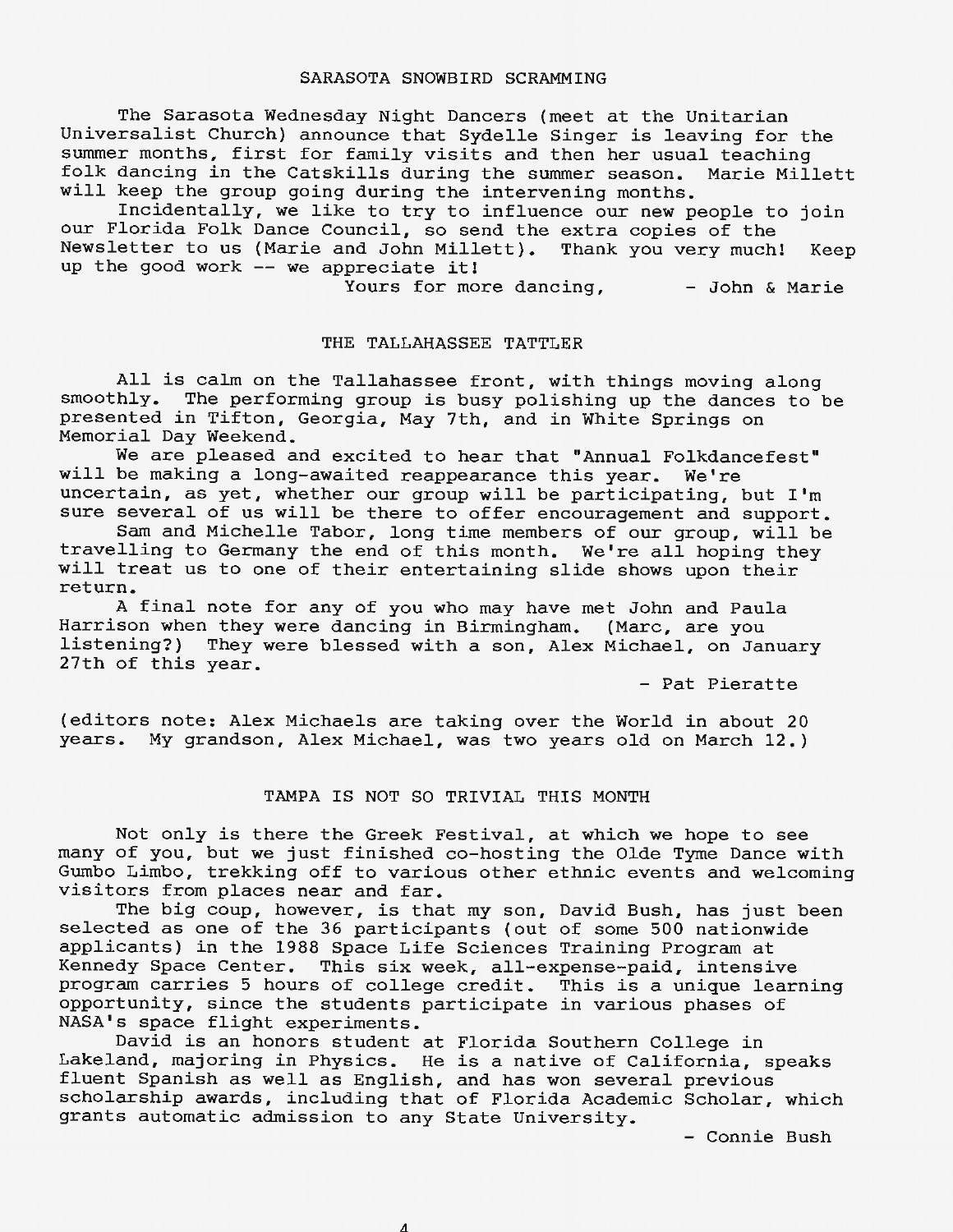## SARASOTA SNOWBIRD SCRAMMING

The Sarasota Wednesday Night Dancers (meet at the Unitarian Universalist Church) announce that Sydelle Singer is leaving for the summer months, first for family visits and then her usual teaching folk dancing in the Catskills during the summer season. Marie Millett will keep the group going during the intervening months.

Incidentally, we like to try to influence our new people to join our Florida Folk Dance Council, so send the extra copies of the Newsletter to us (Marie and John Millett). Thank you very much! Keep up the good work -- we appreciate it!

Yours for more dancing, - John & Marie

## THE TALLAHASSEE TATTLER

All is calm on the Tallahassee front, with things moving along smoothly. The performing group is busy polishing up the dances to be presented in Tifton, Georgia, May 7th, and in White Springs on Memorial Day Weekend.

We are pleased and excited to hear that "Annual Folkdancefest" will be making a long-awaited reappearance this year. We're uncertain, as yet, whether our group will be participating, but I'm sure several of us will be there to offer encouragement and support.

Sam and Michelle Tabor, long time members of our group, will be travelling to Germany the end of this month. We're all hoping they will treat us to one of their entertaining slide shows upon their return.

A final note for any of you who may have met John and Paula Harrison when they were dancing in Birmingham. (Marc, are you listening?) They were blessed with a son, Alex Michael, on January 27th of this year.

- Pat Pieratte

(editors note: Alex Michaels are taking over the World in about 20 years. My grandson, Alex Michael, was two years old on March 12.)

## TAMPA IS NOT SO TRIVIAL THIS MONTH

Not only is there the Greek Festival, at which we hope to see many of you, but we just finished co-hosting the Olde Tyme Dance with Gumbo Limbo, trekking off to various other ethnic events and welcoming visitors from places near and far.

The big coup, however, is that my son, David Bush, has just been selected as one of the 36 participants (out of some 500 nationwide applicants) in the 1988 Space Life Sciences Training Program at Kennedy Space Center. This six week, all-expense-paid, intensive program carries 5 hours of college credit. This is a unique learning opportunity, since the students participate in various phases of NASA's space flight experiments.

David is an honors student at Florida Southern College in Lakeland, majoring in Physics. He is a native of California, speaks fluent Spanish as well as English, and has won several previous scholarship awards, including that of Florida Academic Scholar, which grants automatic admission to any State University.

- Connie Bush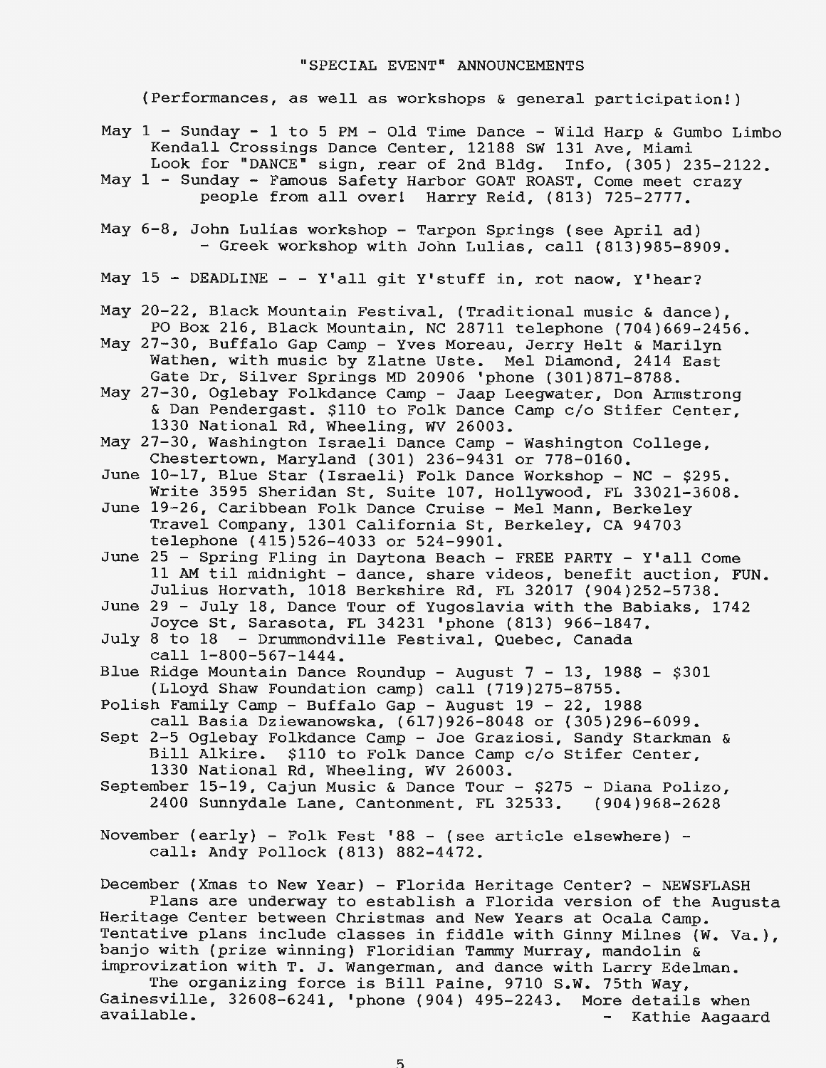## "SPECIAL EVENT" ANNOUNCEMENTS

(Performances, as well as workshops & general participation!)

May 1 - Sunday - 1 to 5 PM - Old Time Dance - Wild Harp & Gumbo Limbo Kendall Crossings Dance Center, 12188 SW 131 Ave, Miami Look for "DANCE" sign, rear of 2nd Bldg. Info, (305) 235-2122.

May 1 - Sunday - Famous Safety Harbor GOAT ROAST, Come meet crazy people from all over! Harry Reid, (813) 725-2777.

May 6-8, John Lulias workshop - Tarpon Springs (see April ad) - Greek workshop with John Lulias, call (813)985-8909.

May 15 - DEADLINE - - Y'all git Y'stuff in, rot naow, Y'hear?

May 20-22, Black Mountain Festival, (Traditional music & dance), PO Box 216, Black Mountain, NC 28711 telephone (704)669-2456.

May 27-30, Buffalo Gap Camp - Yves Moreau, Jerry Helt & Marilyn Wathen, with music by Zlatne Uste. Mel Diamond, 2414 East Gate Dr, Silver Springs MD 20906 'phone (301)871-8788.

May 27-30, Oglebay Folkdance Camp - Jaap Leegwater, Don Armstrong & Dan Pendergast. $110 to Folk Dance Camp c/o Stifer Center, 1330 National Rd, Wheeling, WV 26003.

May 27-30, Washington Israeli Dance Camp - Washington College, Chestertown, Maryland (301) 236-9431 or 778-0160.

June 10-17, Blue Star (Israeli) Folk Dance Workshop - NC - $295. Write 3595 Sheridan St, Suite 107, Hollywood, FL 33021-3608.

June 19-26, Caribbean Folk Dance Cruise - Mel Mann, Berkeley Travel Company, 1301 California St, Berkeley, CA 94703 telephone (415)526-4033 or 524-9901.

June 25 - Spring Fling in Daytona Beach - FREE PARTY - Y'all Come 11 AM til midnight - dance, share videos, benefit auction, FUN. Julius Horvath, 1018 Berkshire Rd, FL 32017 (904)252-5738.

June 29 - July 18, Dance Tour of Yugoslavia with the Babiaks, 1742 Joyce St, Sarasota, FL 34231 'phone (813) 966-1847.

July 8 to 18 - Drummondville Festival, Quebec, Canada call 1-800-567-1444.

Blue Ridge Mountain Dance Roundup - August 7 - 13, 1988 - $301 (Lloyd Shaw Foundation camp) call (719)275-8755.

Polish Family Camp - Buffalo Gap - August 19 - 22, 1988 call Basia Dziewanowska, (617)926-8048 or (305)296-6099.

Sept 2-5 Oglebay Folkdance Camp - Joe Graziosi, Sandy Starkman & Bill Alkire. $110 to Folk Dance Camp c/o Stifer Center, 1330 National Rd, Wheeling, WV 26003.

September 15-19, Cajun Music & Dance Tour - $275 - Diana Polizo, 2400 Sunnydale Lane, Cantonment, FL 32533. (904)968-2628

November (early) - Folk Fest '88 - (see article elsewhere) - call: Andy Pollock (813) 882-4472.

December (Xmas to New Year) - Florida Heritage Center? - NEWSFLASH
Plans are underway to establish a Florida version of the Augusta Heritage Center between Christmas and New Years at Ocala Camp. Tentative plans include classes in fiddle with Ginny Milnes (W. Va.), banjo with (prize winning) Floridian Tammy Murray, mandolin & improvization with T. J. Wangerman, and dance with Larry Edelman.
The organizing force is Bill Paine, 9710 S.W. 75th Way, Gainesville, 32608-6241, 'phone (904) 495-2243. More details when available. - Kathie Aagaard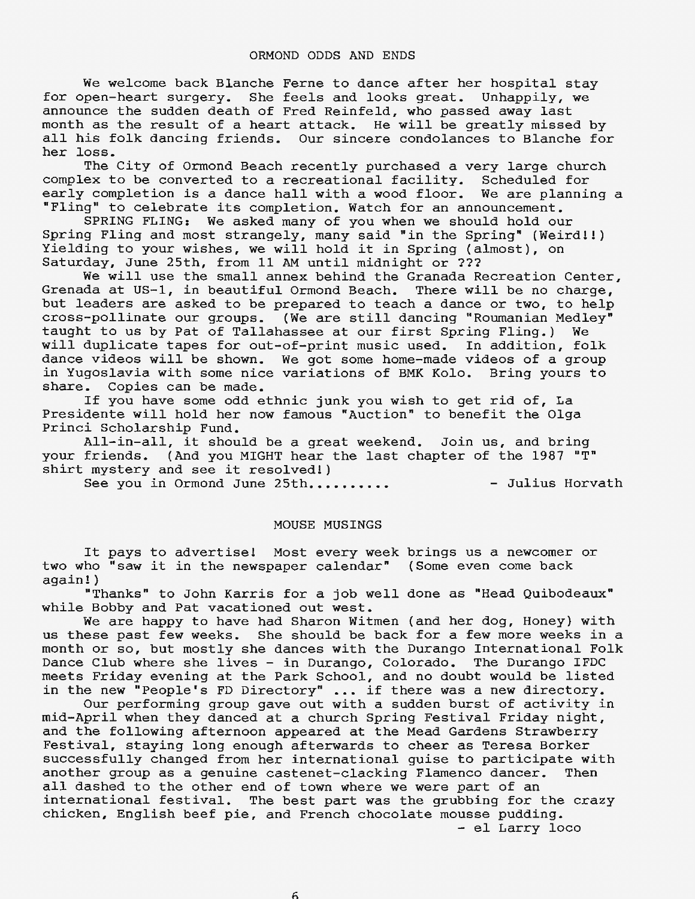## ORMOND ODDS AND ENDS

We welcome back Blanche Ferne to dance after her hospital stay for open-heart surgery. She feels and looks great. Unhappily, we announce the sudden death of Fred Reinfeld, who passed away last month as the result of a heart attack. He will be greatly missed by all his folk dancing friends. Our sincere condolances to Blanche for her loss.

The City of Ormond Beach recently purchased a very large church complex to be converted to a recreational facility. Scheduled for early completion is a dance hall with a wood floor. We are planning a "Fling" to celebrate its completion. Watch for an announcement.

SPRING FLING: We asked many of you when we should hold our Spring Fling and most strangely, many said "in the Spring" (Weird!!) Yielding to your wishes, we will hold it in Spring (almost), on Saturday, June 25th, from 11 AM until midnight or ???

We will use the small annex behind the Granada Recreation Center, Grenada at US-1, in beautiful Ormond Beach. There will be no charge, but leaders are asked to be prepared to teach a dance or two, to help cross-pollinate our groups. (We are still dancing "Roumanian Medley" taught to us by Pat of Tallahassee at our first Spring Fling.) We will duplicate tapes for out-of-print music used. In addition, folk dance videos will be shown. We got some home-made videos of a group in Yugoslavia with some nice variations of BMK Kolo. Bring yours to share. Copies can be made.

If you have some odd ethnic junk you wish to get rid of, La Presidente will hold her now famous "Auction" to benefit the Olga Princi Scholarship Fund.

All-in-all, it should be a great weekend. Join us, and bring your friends. (And you MIGHT hear the last chapter of the 1987 "T" shirt mystery and see it resolved!)

See you in Ormond June 25th.......... - Julius Horvath

## MOUSE MUSINGS

It pays to advertise! Most every week brings us a newcomer or two who "saw it in the newspaper calendar" (Some even come back again!)

"Thanks" to John Karris for a job well done as "Head Quibodeaux" while Bobby and Pat vacationed out west.

We are happy to have had Sharon Witmen (and her dog, Honey) with us these past few weeks. She should be back for a few more weeks in a month or so, but mostly she dances with the Durango International Folk Dance Club where she lives - in Durango, Colorado. The Durango IFDC meets Friday evening at the Park School, and no doubt would be listed in the new "People's FD Directory" ... if there was a new directory.

Our performing group gave out with a sudden burst of activity in mid-April when they danced at a church Spring Festival Friday night, and the following afternoon appeared at the Mead Gardens Strawberry Festival, staying long enough afterwards to cheer as Teresa Borker successfully changed from her international guise to participate with another group as a genuine castenet-clacking Flamenco dancer. Then all dashed to the other end of town where we were part of an international festival. The best part was the grubbing for the crazy chicken, English beef pie, and French chocolate mousse pudding.

- el Larry loco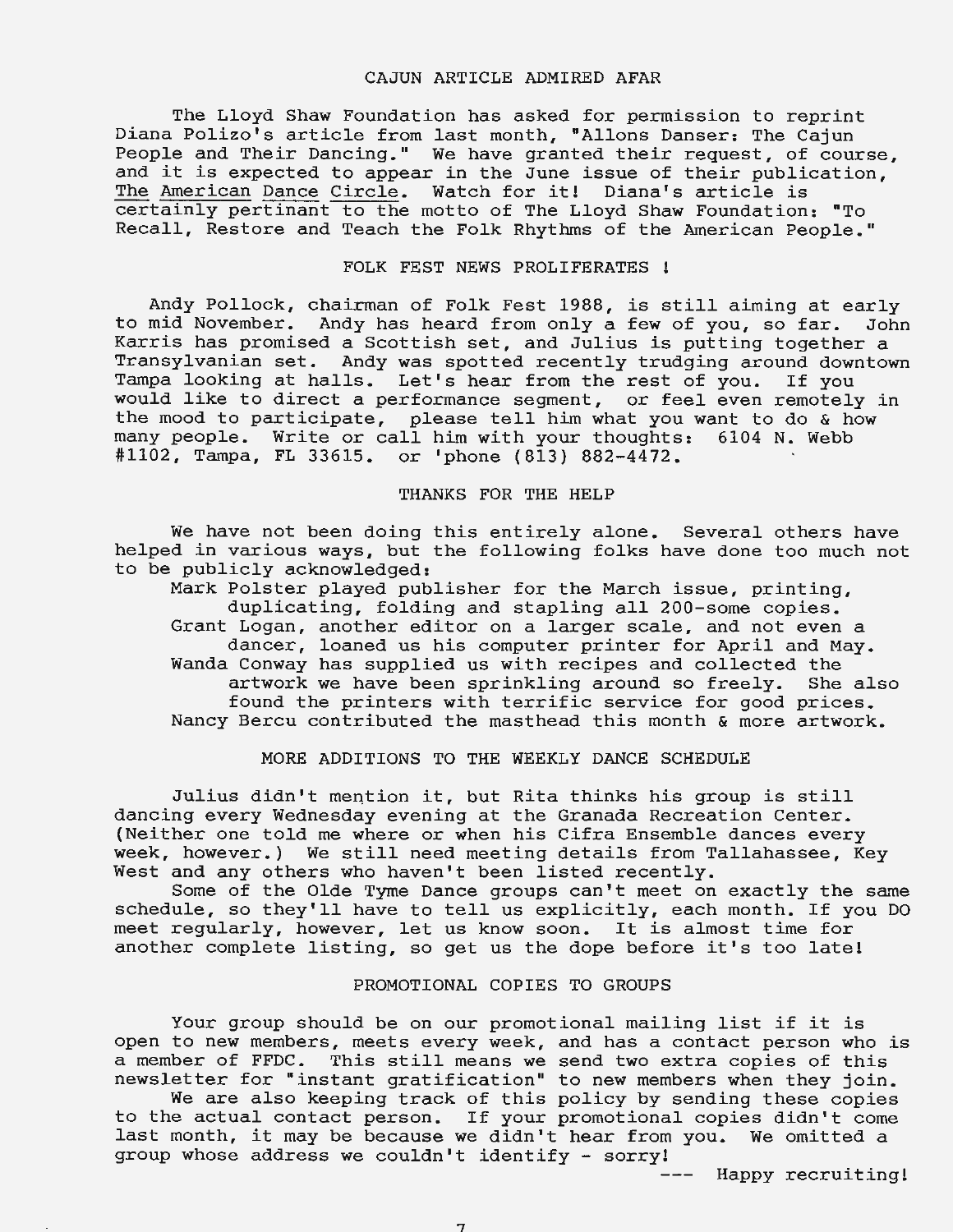## CAJUN ARTICLE ADMIRED AFAR

The Lloyd Shaw Foundation has asked for permission to reprint Diana Polizo's article from last month, "Allons Danser: The Cajun People and Their Dancing." We have granted their request, of course, and it is expected to appear in the June issue of their publication, The American Dance Circle. Watch for it! Diana's article is certainly pertinant to the motto of The Lloyd Shaw Foundation: "To Recall, Restore and Teach the Folk Rhythms of the American People."

## FOLK FEST NEWS PROLIFERATES !

Andy Pollock, chairman of Folk Fest 1988, is still aiming at early to mid November. Andy has heard from only a few of you, so far. John Karris has promised a Scottish set, and Julius is putting together a Transylvanian set. Andy was spotted recently trudging around downtown Tampa looking at halls. Let's hear from the rest of you. If you would like to direct a performance segment, or feel even remotely in the mood to participate, please tell him what you want to do & how many people. Write or call him with your thoughts: 6104 N. Webb #1102, Tampa, FL 33615. or 'phone (813) 882-4472.

## THANKS FOR THE HELP

We have not been doing this entirely alone. Several others have helped in various ways, but the following folks have done too much not to be publicly acknowledged:

- Mark Polster played publisher for the March issue, printing, duplicating, folding and stapling all 200-some copies.
- Grant Logan, another editor on a larger scale, and not even a dancer, loaned us his computer printer for April and May.
- Wanda Conway has supplied us with recipes and collected the artwork we have been sprinkling around so freely. She also found the printers with terrific service for good prices.
- Nancy Bercu contributed the masthead this month & more artwork.

## MORE ADDITIONS TO THE WEEKLY DANCE SCHEDULE

Julius didn't mention it, but Rita thinks his group is still dancing every Wednesday evening at the Granada Recreation Center. (Neither one told me where or when his Cifra Ensemble dances every week, however.) We still need meeting details from Tallahassee, Key West and any others who haven't been listed recently.

Some of the Olde Tyme Dance groups can't meet on exactly the same schedule, so they'll have to tell us explicitly, each month. If you DO meet regularly, however, let us know soon. It is almost time for another complete listing, so get us the dope before it's too late!

## PROMOTIONAL COPIES TO GROUPS

Your group should be on our promotional mailing list if it is open to new members, meets every week, and has a contact person who is a member of FFDC. This still means we send two extra copies of this newsletter for "instant gratification" to new members when they join.

We are also keeping track of this policy by sending these copies to the actual contact person. If your promotional copies didn't come last month, it may be because we didn't hear from you. We omitted a group whose address we couldn't identify - sorry!

--- Happy recruiting!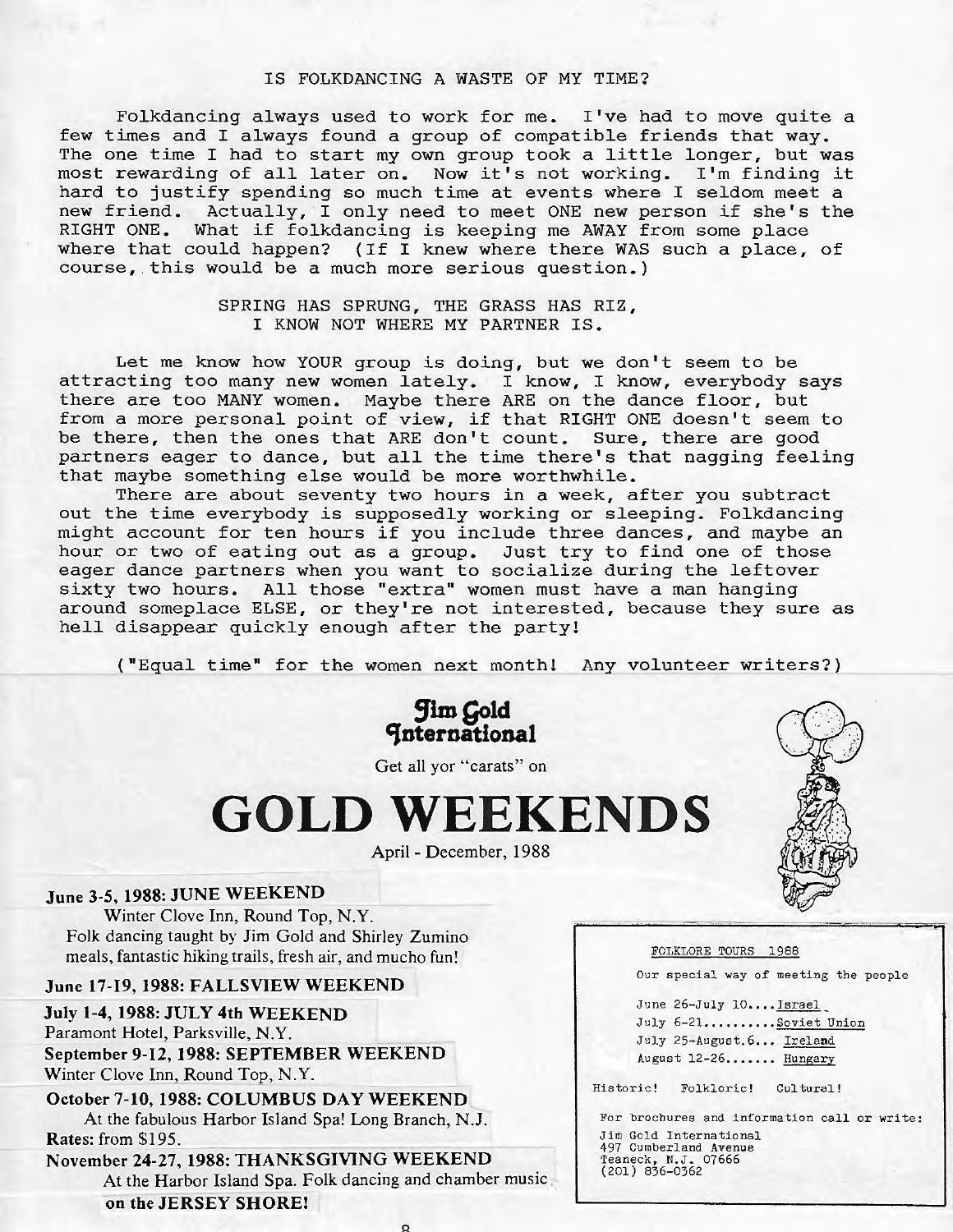## IS FOLKDANCING A WASTE OF MY TIME?

Folkdancing always used to work for me. I've had to move quite a few times and I always found a group of compatible friends that way. The one time I had to start my own group took a little longer, but was most rewarding of all later on. Now it's not working. I'm finding it hard to justify spending so much time at events where I seldom meet a new friend. Actually, I only need to meet ONE new person if she's the RIGHT ONE. What if folkdancing is keeping me AWAY from some place where that could happen? (If I knew where there WAS such a place, of course, this would be a much more serious question.)

SPRING HAS SPRUNG, THE GRASS HAS RIZ,
I KNOW NOT WHERE MY PARTNER IS.

Let me know how YOUR group is doing, but we don't seem to be attracting too many new women lately. I know, I know, everybody says there are too MANY women. Maybe there ARE on the dance floor, but from a more personal point of view, if that RIGHT ONE doesn't seem to be there, then the ones that ARE don't count. Sure, there are good partners eager to dance, but all the time there's that nagging feeling that maybe something else would be more worthwhile.

There are about seventy two hours in a week, after you subtract out the time everybody is supposedly working or sleeping. Folkdancing might account for ten hours if you include three dances, and maybe an hour or two of eating out as a group. Just try to find one of those eager dance partners when you want to socialize during the leftover sixty two hours. All those "extra" women must have a man hanging around someplace ELSE, or they're not interested, because they sure as hell disappear quickly enough after the party!

("Equal time" for the women next month! Any volunteer writers?)

**Jim Gold International**

Get all yor "carats" on

# GOLD WEEKENDS

April - December, 1988

**June 3-5, 1988: JUNE WEEKEND**
Winter Clove Inn, Round Top, N.Y.
Folk dancing taught by Jim Gold and Shirley Zumino meals, fantastic hiking trails, fresh air, and mucho fun!

**June 17-19, 1988: FALLSVIEW WEEKEND**

**July 1-4, 1988: JULY 4th WEEKEND**
Paramont Hotel, Parksville, N.Y.

**September 9-12, 1988: SEPTEMBER WEEKEND**
Winter Clove Inn, Round Top, N.Y.

**October 7-10, 1988: COLUMBUS DAY WEEKEND**
At the fabulous Harbor Island Spa! Long Branch, N.J.
**Rates:** from $195.

**November 24-27, 1988: THANKSGIVING WEEKEND**
At the Harbor Island Spa. Folk dancing and chamber music
**on the JERSEY SHORE!**

FOLKLORE TOURS 1988

Our special way of meeting the people

June 26-July 10....Israel
July 6-21..........Soviet Union
July 25-August.6... Ireland
August 12-26....... Hungary

Historic! Folkloric! Cultural!

For brochures and information call or write:
Jim Gold International
497 Cumberland Avenue
Teaneck, N.J. 07666
(201) 836-0362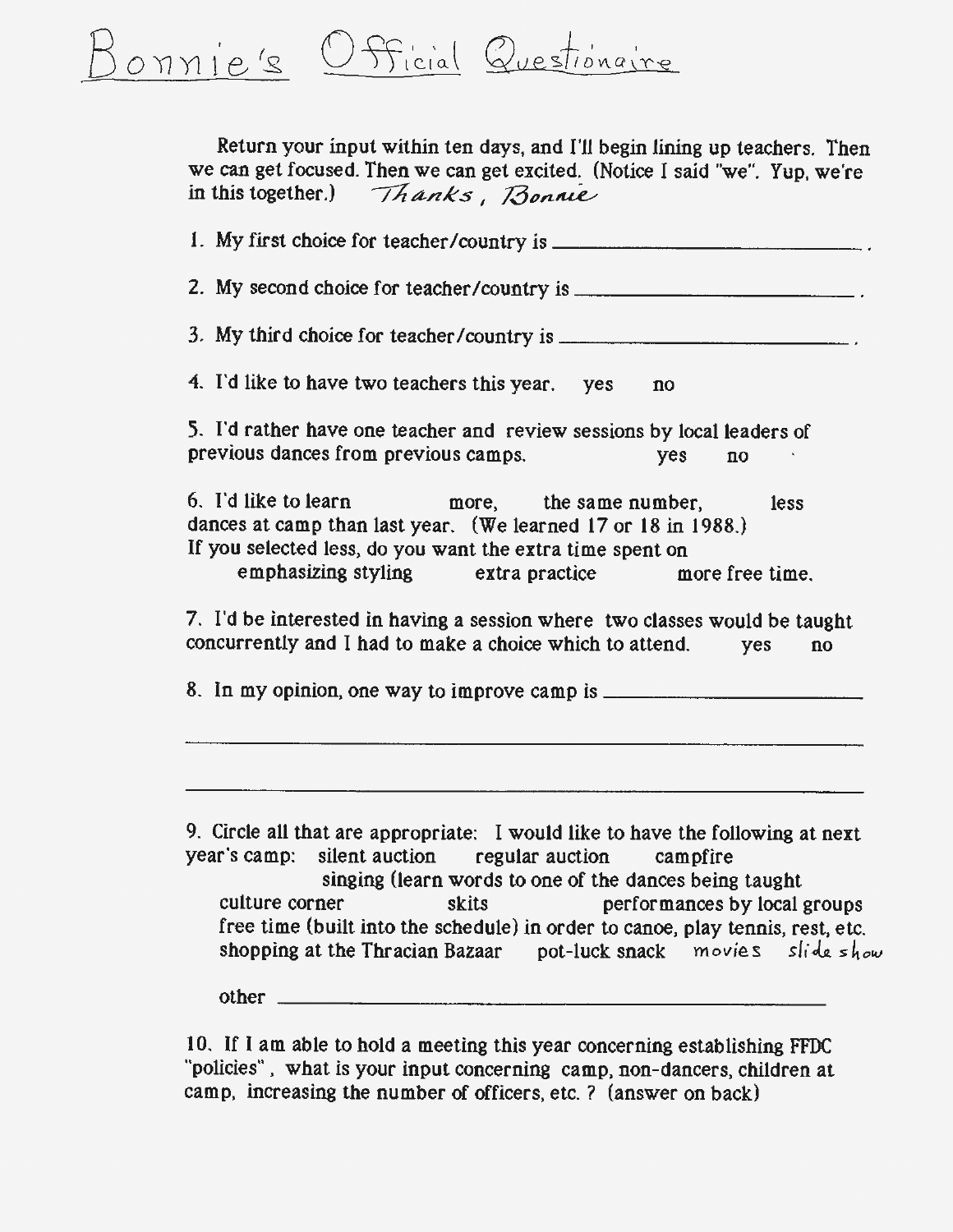# Bonnie's Official Questionaire

Return your input within ten days, and I'll begin lining up teachers. Then we can get focused. Then we can get excited. (Notice I said "we". Yup, we're in this together.) *Thanks, Bonnie*

1. My first choice for teacher/country is ______________________.

2. My second choice for teacher/country is ______________________.

3. My third choice for teacher/country is ______________________.

4. I'd like to have two teachers this year. yes no

5. I'd rather have one teacher and review sessions by local leaders of previous dances from previous camps. yes no

6. I'd like to learn more, the same number, less dances at camp than last year. (We learned 17 or 18 in 1988.)
If you selected less, do you want the extra time spent on
emphasizing styling extra practice more free time.

7. I'd be interested in having a session where two classes would be taught concurrently and I had to make a choice which to attend. yes no

8. In my opinion, one way to improve camp is ______________________

______________________

______________________

9. Circle all that are appropriate: I would like to have the following at next year's camp: silent auction regular auction campfire
singing (learn words to one of the dances being taught
culture corner skits performances by local groups
free time (built into the schedule) in order to canoe, play tennis, rest, etc.
shopping at the Thracian Bazaar pot-luck snack movies slide show

other ______________________

10. If I am able to hold a meeting this year concerning establishing FFDC "policies", what is your input concerning camp, non-dancers, children at camp, increasing the number of officers, etc. ? (answer on back)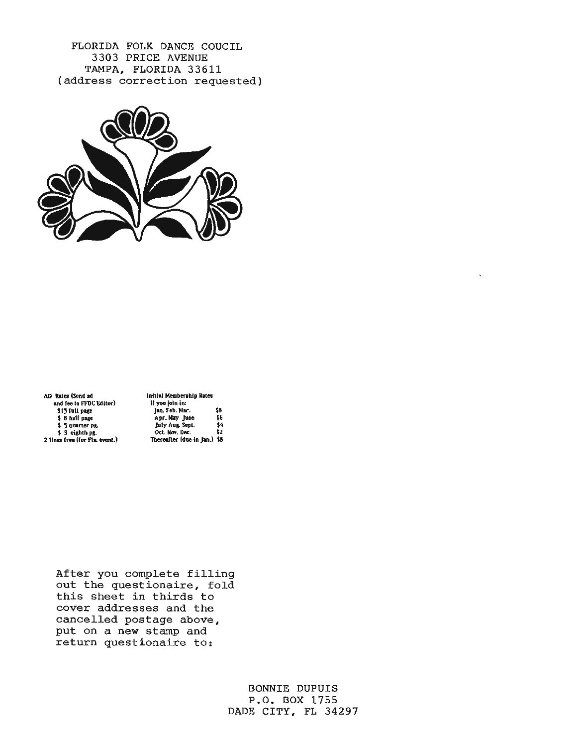FLORIDA FOLK DANCE COUCIL
3303 PRICE AVENUE
TAMPA, FLORIDA 33611
(address correction requested)

AD Rates (Send ad and fee to FFDC Editor)
- $15 full page
- $ 8 half page
- $ 5 quarter pg.
- $ 3 eighth pg.

2 lines free (for Fla. event.)

Initial Membership Rates

If you join in:

| | |
|---|---|
| Jan. Feb. Mar. | $8 |
| Apr. May June | $6 |
| July Aug. Sept. | $4 |
| Oct. Nov. Dec. | $2 |
| Thereafter (due in Jan.) | $8 |

After you complete filling out the questionaire, fold this sheet in thirds to cover addresses and the cancelled postage above, put on a new stamp and return questionaire to:

BONNIE DUPUIS
P.O. BOX 1755
DADE CITY, FL 34297